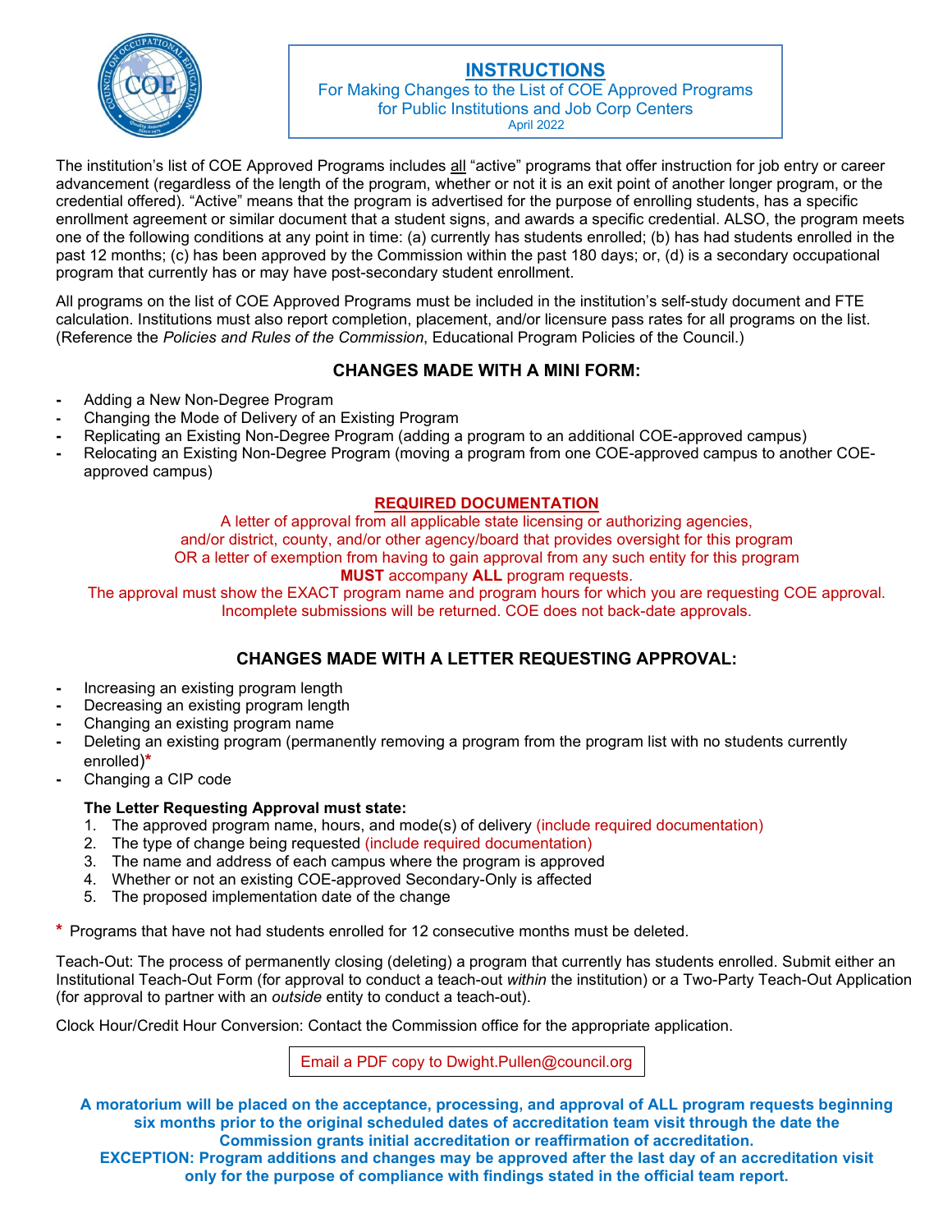# INSTRUCTIONS

For Making Changes to the List of COE Approved Programs
for Public Institutions and Job Corp Centers
April 2022

The institution's list of COE Approved Programs includes all "active" programs that offer instruction for job entry or career advancement (regardless of the length of the program, whether or not it is an exit point of another longer program, or the credential offered). "Active" means that the program is advertised for the purpose of enrolling students, has a specific enrollment agreement or similar document that a student signs, and awards a specific credential. ALSO, the program meets one of the following conditions at any point in time: (a) currently has students enrolled; (b) has had students enrolled in the past 12 months; (c) has been approved by the Commission within the past 180 days; or, (d) is a secondary occupational program that currently has or may have post-secondary student enrollment.

All programs on the list of COE Approved Programs must be included in the institution's self-study document and FTE calculation. Institutions must also report completion, placement, and/or licensure pass rates for all programs on the list. (Reference the *Policies and Rules of the Commission*, Educational Program Policies of the Council.)

## CHANGES MADE WITH A MINI FORM:

- Adding a New Non-Degree Program
- Changing the Mode of Delivery of an Existing Program
- Replicating an Existing Non-Degree Program (adding a program to an additional COE-approved campus)
- Relocating an Existing Non-Degree Program (moving a program from one COE-approved campus to another COE-approved campus)

**REQUIRED DOCUMENTATION**

A letter of approval from all applicable state licensing or authorizing agencies, and/or district, county, and/or other agency/board that provides oversight for this program OR a letter of exemption from having to gain approval from any such entity for this program **MUST** accompany **ALL** program requests.
The approval must show the EXACT program name and program hours for which you are requesting COE approval.
Incomplete submissions will be returned. COE does not back-date approvals.

## CHANGES MADE WITH A LETTER REQUESTING APPROVAL:

- Increasing an existing program length
- Decreasing an existing program length
- Changing an existing program name
- Deleting an existing program (permanently removing a program from the program list with no students currently enrolled)*
- Changing a CIP code

**The Letter Requesting Approval must state:**

1. The approved program name, hours, and mode(s) of delivery (include required documentation)
2. The type of change being requested (include required documentation)
3. The name and address of each campus where the program is approved
4. Whether or not an existing COE-approved Secondary-Only is affected
5. The proposed implementation date of the change

\* Programs that have not had students enrolled for 12 consecutive months must be deleted.

Teach-Out: The process of permanently closing (deleting) a program that currently has students enrolled. Submit either an Institutional Teach-Out Form (for approval to conduct a teach-out *within* the institution) or a Two-Party Teach-Out Application (for approval to partner with an *outside* entity to conduct a teach-out).

Clock Hour/Credit Hour Conversion: Contact the Commission office for the appropriate application.

Email a PDF copy to Dwight.Pullen@council.org

**A moratorium will be placed on the acceptance, processing, and approval of ALL program requests beginning six months prior to the original scheduled dates of accreditation team visit through the date the Commission grants initial accreditation or reaffirmation of accreditation.**
**EXCEPTION: Program additions and changes may be approved after the last day of an accreditation visit only for the purpose of compliance with findings stated in the official team report.**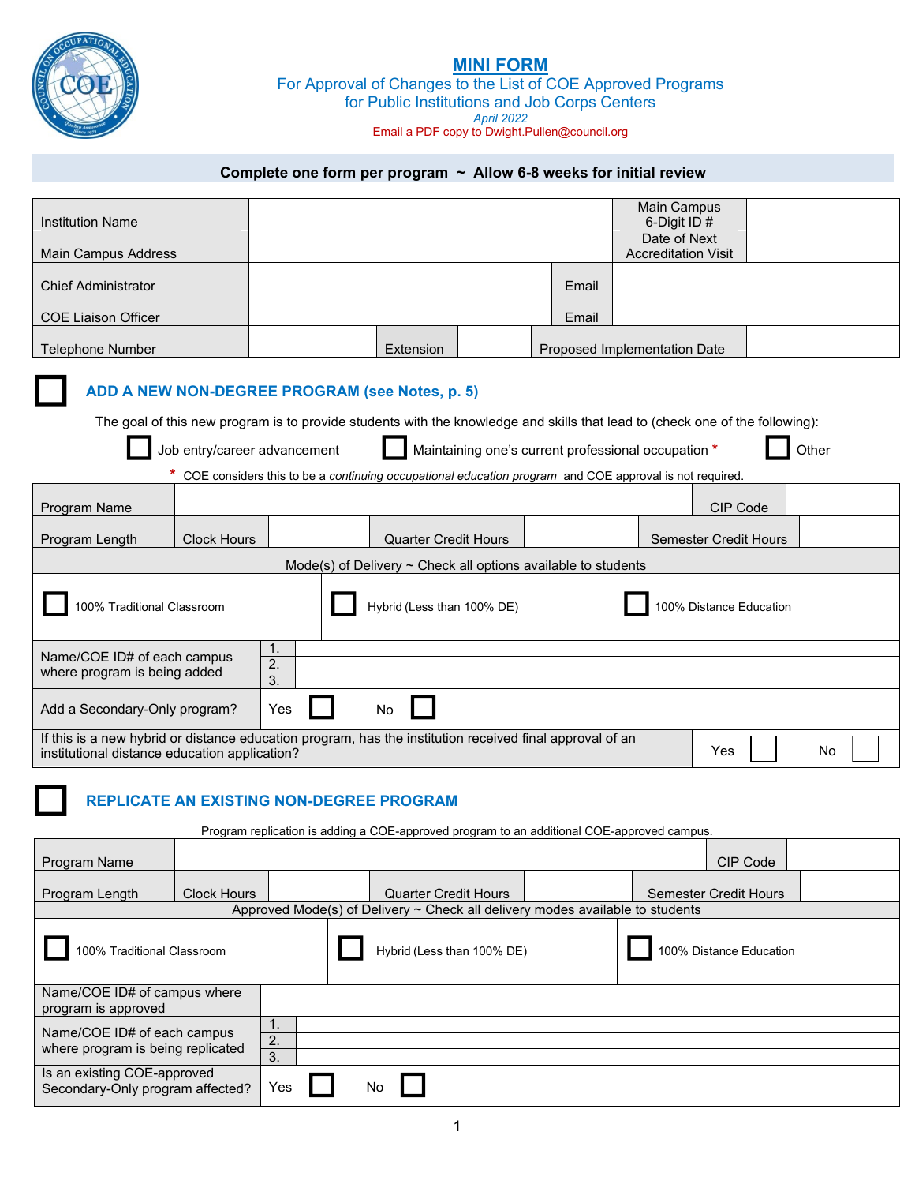# MINI FORM

For Approval of Changes to the List of COE Approved Programs
for Public Institutions and Job Corps Centers

*April 2022*

Email a PDF copy to Dwight.Pullen@council.org

**Complete one form per program ~ Allow 6-8 weeks for initial review**

| Institution Name | | | | Main Campus 6-Digit ID # | |
|---|---|---|---|---|---|
| Main Campus Address | | | | Date of Next Accreditation Visit | |
| Chief Administrator | | | Email | | |
| COE Liaison Officer | | | Email | | |
| Telephone Number | | Extension | | Proposed Implementation Date | |

## ☐ ADD A NEW NON-DEGREE PROGRAM (see Notes, p. 5)

The goal of this new program is to provide students with the knowledge and skills that lead to (check one of the following):

☐ Job entry/career advancement ☐ Maintaining one's current professional occupation * ☐ Other

\* COE considers this to be a *continuing occupational education program* and COE approval is not required.

| Program Name | | | | | CIP Code | |
|---|---|---|---|---|---|---|
| Program Length | Clock Hours | | Quarter Credit Hours | | Semester Credit Hours | |

Mode(s) of Delivery ~ Check all options available to students

| ☐ 100% Traditional Classroom | ☐ Hybrid (Less than 100% DE) | ☐ 100% Distance Education |
|---|---|---|

| Name/COE ID# of each campus where program is being added | |
|---|---|
| | 1. |
| | 2. |
| | 3. |
| Add a Secondary-Only program? | Yes ☐ No ☐ |
| If this is a new hybrid or distance education program, has the institution received final approval of an institutional distance education application? | Yes ☐ No ☐ |

## ☐ REPLICATE AN EXISTING NON-DEGREE PROGRAM

Program replication is adding a COE-approved program to an additional COE-approved campus.

| Program Name | | | | | CIP Code | |
|---|---|---|---|---|---|---|
| Program Length | Clock Hours | | Quarter Credit Hours | | Semester Credit Hours | |

Approved Mode(s) of Delivery ~ Check all delivery modes available to students

| ☐ 100% Traditional Classroom | ☐ Hybrid (Less than 100% DE) | ☐ 100% Distance Education |
|---|---|---|

| Name/COE ID# of campus where program is approved | |
|---|---|
| Name/COE ID# of each campus where program is being replicated | 1. |
| | 2. |
| | 3. |
| Is an existing COE-approved Secondary-Only program affected? | Yes ☐ No ☐ |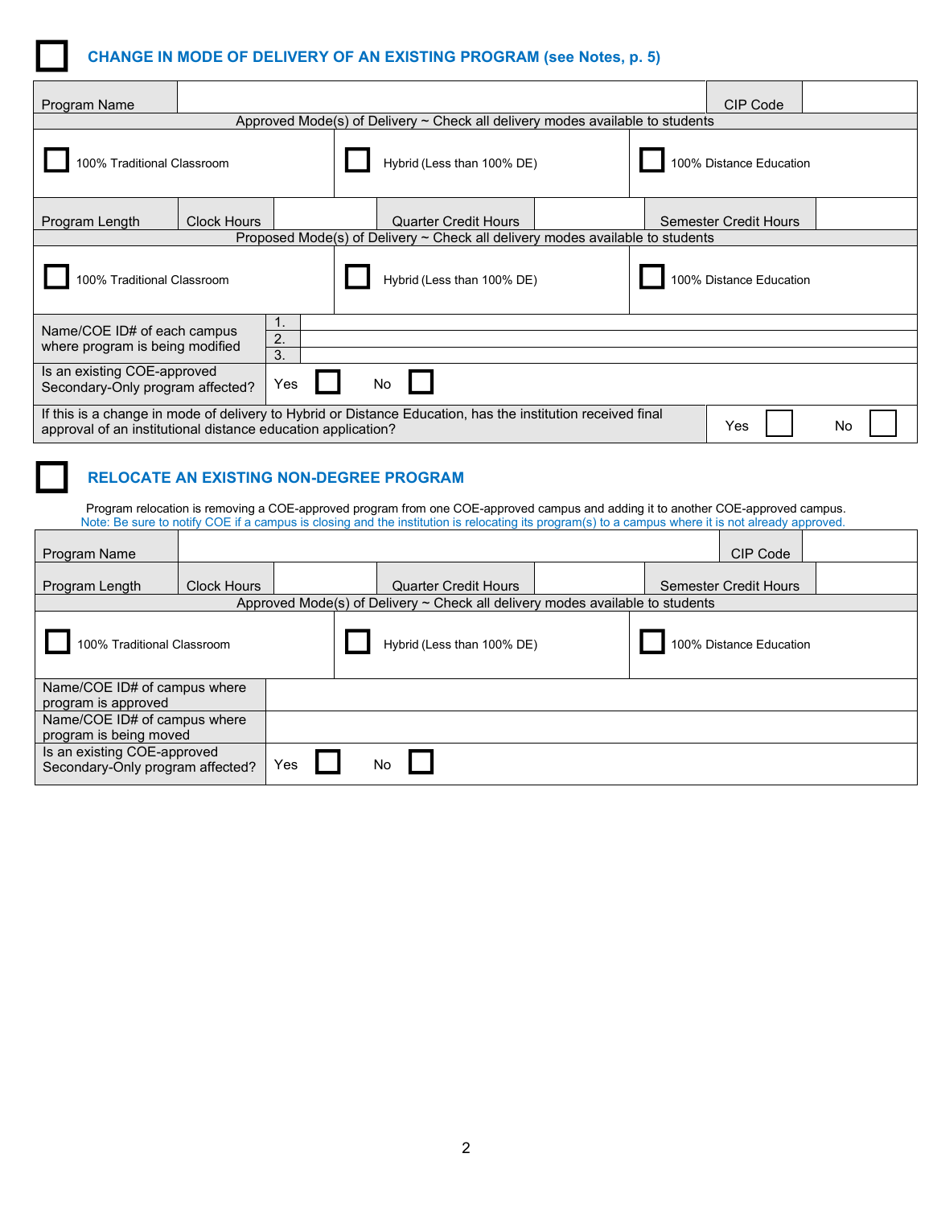## ☐ CHANGE IN MODE OF DELIVERY OF AN EXISTING PROGRAM (see Notes, p. 5)

| Program Name | | | | | | CIP Code | |
|---|---|---|---|---|---|---|---|
| Approved Mode(s) of Delivery ~ Check all delivery modes available to students | | | | | | | |
| ☐ 100% Traditional Classroom | | | ☐ Hybrid (Less than 100% DE) | | ☐ 100% Distance Education | | |
| Program Length | Clock Hours | | Quarter Credit Hours | | Semester Credit Hours | | |
| Proposed Mode(s) of Delivery ~ Check all delivery modes available to students | | | | | | | |
| ☐ 100% Traditional Classroom | | | ☐ Hybrid (Less than 100% DE) | | ☐ 100% Distance Education | | |
| Name/COE ID# of each campus where program is being modified | 1. | | | | | | |
| | 2. | | | | | | |
| | 3. | | | | | | |
| Is an existing COE-approved Secondary-Only program affected? | Yes ☐ | No ☐ | | | | | |
| If this is a change in mode of delivery to Hybrid or Distance Education, has the institution received final approval of an institutional distance education application? | | | | | | Yes ☐ | No ☐ |

## ☐ RELOCATE AN EXISTING NON-DEGREE PROGRAM

Program relocation is removing a COE-approved program from one COE-approved campus and adding it to another COE-approved campus.
Note: Be sure to notify COE if a campus is closing and the institution is relocating its program(s) to a campus where it is not already approved.

| Program Name | | | | | CIP Code | |
|---|---|---|---|---|---|---|
| Program Length | Clock Hours | | Quarter Credit Hours | | Semester Credit Hours | |
| Approved Mode(s) of Delivery ~ Check all delivery modes available to students | | | | | | |
| ☐ 100% Traditional Classroom | | | ☐ Hybrid (Less than 100% DE) | | ☐ 100% Distance Education | |
| Name/COE ID# of campus where program is approved | | | | | | |
| Name/COE ID# of campus where program is being moved | | | | | | |
| Is an existing COE-approved Secondary-Only program affected? | Yes ☐ | No ☐ | | | | |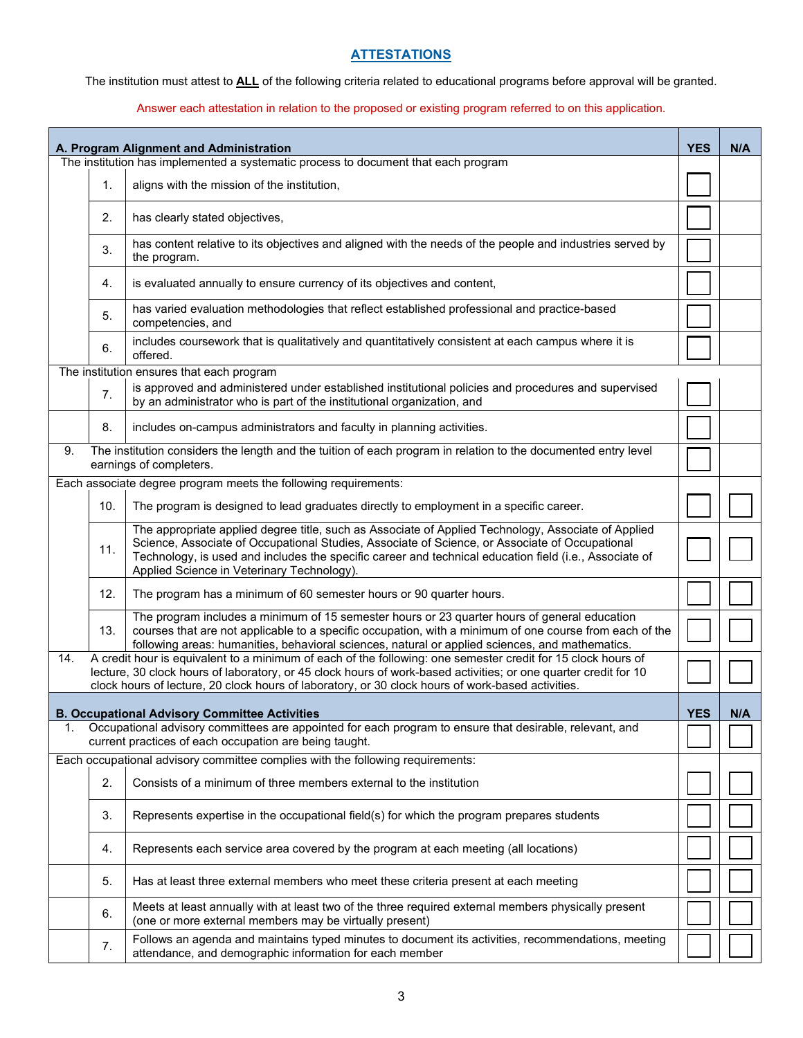## ATTESTATIONS

The institution must attest to **ALL** of the following criteria related to educational programs before approval will be granted.

Answer each attestation in relation to the proposed or existing program referred to on this application.

| | | A. Program Alignment and Administration | YES | N/A |
|---|---|---|---|---|
| The institution has implemented a systematic process to document that each program | | | | |
| | 1. | aligns with the mission of the institution, | ☐ | |
| | 2. | has clearly stated objectives, | ☐ | |
| | 3. | has content relative to its objectives and aligned with the needs of the people and industries served by the program. | ☐ | |
| | 4. | is evaluated annually to ensure currency of its objectives and content, | ☐ | |
| | 5. | has varied evaluation methodologies that reflect established professional and practice-based competencies, and | ☐ | |
| | 6. | includes coursework that is qualitatively and quantitatively consistent at each campus where it is offered. | ☐ | |
| The institution ensures that each program | | | | |
| | 7. | is approved and administered under established institutional policies and procedures and supervised by an administrator who is part of the institutional organization, and | ☐ | |
| | 8. | includes on-campus administrators and faculty in planning activities. | ☐ | |
| 9. | | The institution considers the length and the tuition of each program in relation to the documented entry level earnings of completers. | ☐ | |
| Each associate degree program meets the following requirements: | | | | |
| | 10. | The program is designed to lead graduates directly to employment in a specific career. | ☐ | ☐ |
| | 11. | The appropriate applied degree title, such as Associate of Applied Technology, Associate of Applied Science, Associate of Occupational Studies, Associate of Science, or Associate of Occupational Technology, is used and includes the specific career and technical education field (i.e., Associate of Applied Science in Veterinary Technology). | ☐ | ☐ |
| | 12. | The program has a minimum of 60 semester hours or 90 quarter hours. | ☐ | ☐ |
| | 13. | The program includes a minimum of 15 semester hours or 23 quarter hours of general education courses that are not applicable to a specific occupation, with a minimum of one course from each of the following areas: humanities, behavioral sciences, natural or applied sciences, and mathematics. | ☐ | ☐ |
| 14. | | A credit hour is equivalent to a minimum of each of the following: one semester credit for 15 clock hours of lecture, 30 clock hours of laboratory, or 45 clock hours of work-based activities; or one quarter credit for 10 clock hours of lecture, 20 clock hours of laboratory, or 30 clock hours of work-based activities. | ☐ | ☐ |

| | | B. Occupational Advisory Committee Activities | YES | N/A |
|---|---|---|---|---|
| 1. | | Occupational advisory committees are appointed for each program to ensure that desirable, relevant, and current practices of each occupation are being taught. | ☐ | ☐ |
| Each occupational advisory committee complies with the following requirements: | | | | |
| | 2. | Consists of a minimum of three members external to the institution | ☐ | ☐ |
| | 3. | Represents expertise in the occupational field(s) for which the program prepares students | ☐ | ☐ |
| | 4. | Represents each service area covered by the program at each meeting (all locations) | ☐ | ☐ |
| | 5. | Has at least three external members who meet these criteria present at each meeting | ☐ | ☐ |
| | 6. | Meets at least annually with at least two of the three required external members physically present (one or more external members may be virtually present) | ☐ | ☐ |
| | 7. | Follows an agenda and maintains typed minutes to document its activities, recommendations, meeting attendance, and demographic information for each member | ☐ | ☐ |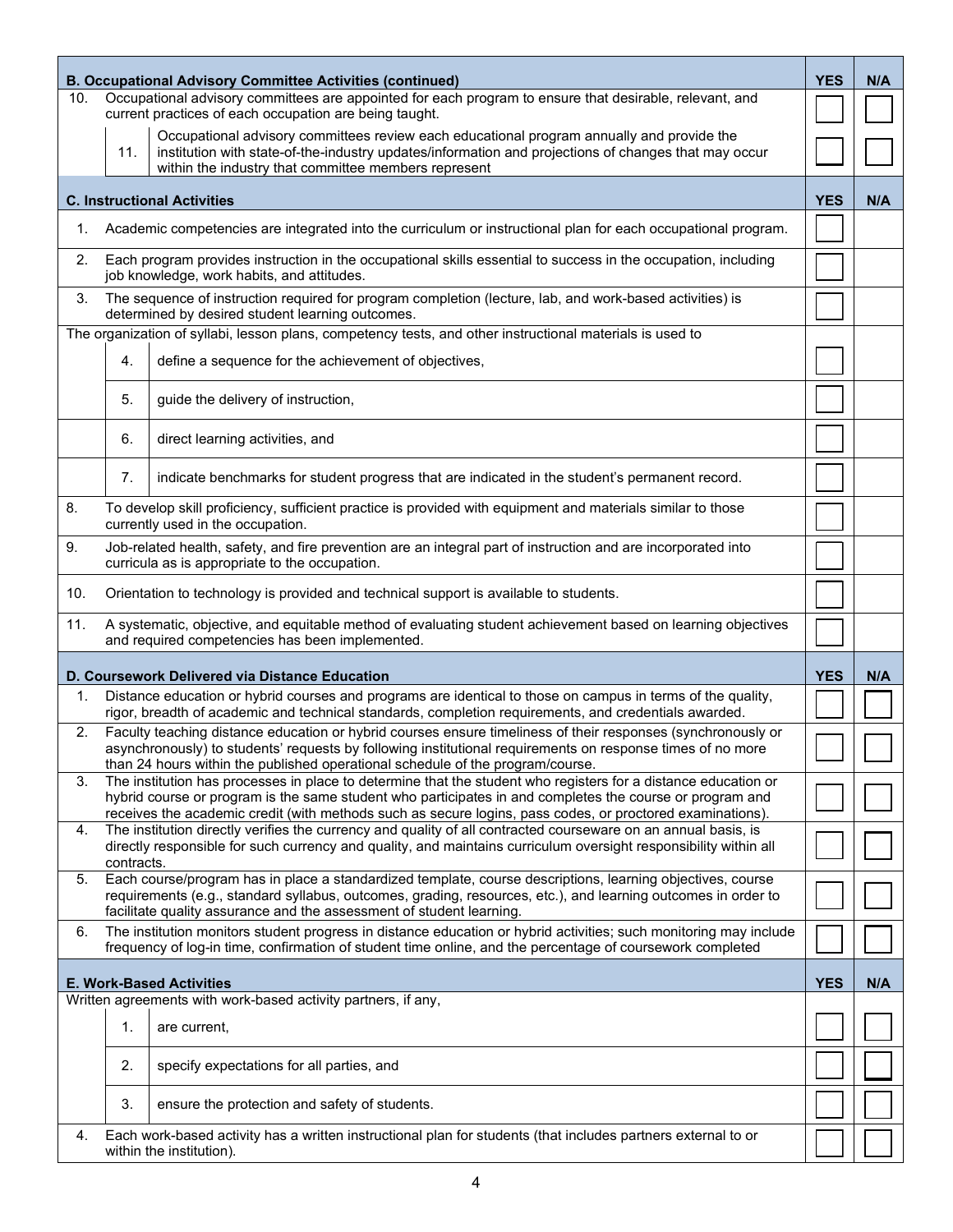| B. Occupational Advisory Committee Activities (continued) | YES | N/A |
|---|---|---|
| 10. Occupational advisory committees are appointed for each program to ensure that desirable, relevant, and current practices of each occupation are being taught. | ☐ | ☐ |
| 11. Occupational advisory committees review each educational program annually and provide the institution with state-of-the-industry updates/information and projections of changes that may occur within the industry that committee members represent | ☐ | ☐ |

| C. Instructional Activities | YES | N/A |
|---|---|---|
| 1. Academic competencies are integrated into the curriculum or instructional plan for each occupational program. | ☐ | |
| 2. Each program provides instruction in the occupational skills essential to success in the occupation, including job knowledge, work habits, and attitudes. | ☐ | |
| 3. The sequence of instruction required for program completion (lecture, lab, and work-based activities) is determined by desired student learning outcomes. | ☐ | |
| The organization of syllabi, lesson plans, competency tests, and other instructional materials is used to | | |
| 4. define a sequence for the achievement of objectives, | ☐ | |
| 5. guide the delivery of instruction, | ☐ | |
| 6. direct learning activities, and | ☐ | |
| 7. indicate benchmarks for student progress that are indicated in the student's permanent record. | ☐ | |
| 8. To develop skill proficiency, sufficient practice is provided with equipment and materials similar to those currently used in the occupation. | ☐ | |
| 9. Job-related health, safety, and fire prevention are an integral part of instruction and are incorporated into curricula as is appropriate to the occupation. | ☐ | |
| 10. Orientation to technology is provided and technical support is available to students. | ☐ | |
| 11. A systematic, objective, and equitable method of evaluating student achievement based on learning objectives and required competencies has been implemented. | ☐ | |

| D. Coursework Delivered via Distance Education | YES | N/A |
|---|---|---|
| 1. Distance education or hybrid courses and programs are identical to those on campus in terms of the quality, rigor, breadth of academic and technical standards, completion requirements, and credentials awarded. | ☐ | ☐ |
| 2. Faculty teaching distance education or hybrid courses ensure timeliness of their responses (synchronously or asynchronously) to students' requests by following institutional requirements on response times of no more than 24 hours within the published operational schedule of the program/course. | ☐ | ☐ |
| 3. The institution has processes in place to determine that the student who registers for a distance education or hybrid course or program is the same student who participates in and completes the course or program and receives the academic credit (with methods such as secure logins, pass codes, or proctored examinations). | ☐ | ☐ |
| 4. The institution directly verifies the currency and quality of all contracted courseware on an annual basis, is directly responsible for such currency and quality, and maintains curriculum oversight responsibility within all contracts. | ☐ | ☐ |
| 5. Each course/program has in place a standardized template, course descriptions, learning objectives, course requirements (e.g., standard syllabus, outcomes, grading, resources, etc.), and learning outcomes in order to facilitate quality assurance and the assessment of student learning. | ☐ | ☐ |
| 6. The institution monitors student progress in distance education or hybrid activities; such monitoring may include frequency of log-in time, confirmation of student time online, and the percentage of coursework completed | ☐ | ☐ |

| E. Work-Based Activities | YES | N/A |
|---|---|---|
| Written agreements with work-based activity partners, if any, | | |
| 1. are current, | ☐ | ☐ |
| 2. specify expectations for all parties, and | ☐ | ☐ |
| 3. ensure the protection and safety of students. | ☐ | ☐ |
| 4. Each work-based activity has a written instructional plan for students (that includes partners external to or within the institution). | ☐ | ☐ |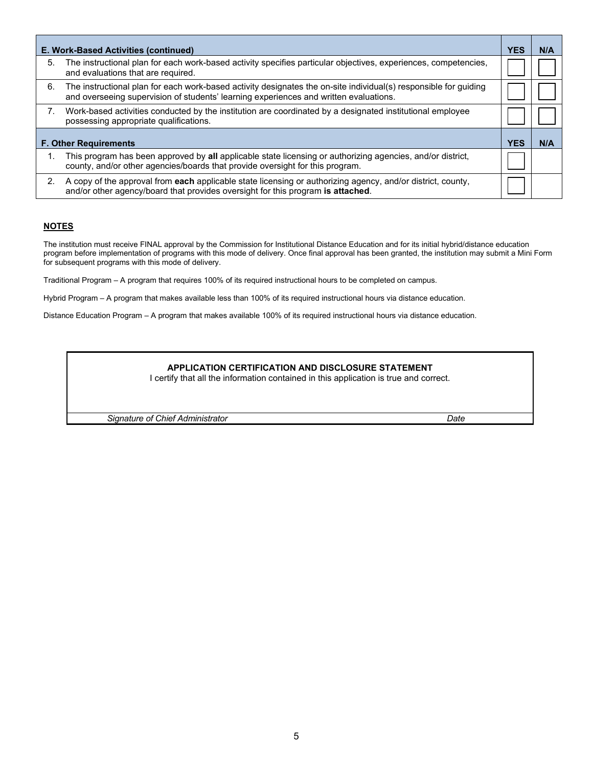| E. Work-Based Activities (continued) | YES | N/A |
|---|---|---|
| 5. The instructional plan for each work-based activity specifies particular objectives, experiences, competencies, and evaluations that are required. | ☐ | ☐ |
| 6. The instructional plan for each work-based activity designates the on-site individual(s) responsible for guiding and overseeing supervision of students' learning experiences and written evaluations. | ☐ | ☐ |
| 7. Work-based activities conducted by the institution are coordinated by a designated institutional employee possessing appropriate qualifications. | ☐ | ☐ |
| **F. Other Requirements** | **YES** | **N/A** |
| 1. This program has been approved by **all** applicable state licensing or authorizing agencies, and/or district, county, and/or other agencies/boards that provide oversight for this program. | ☐ | |
| 2. A copy of the approval from **each** applicable state licensing or authorizing agency, and/or district, county, and/or other agency/board that provides oversight for this program **is attached**. | ☐ | |

## NOTES

The institution must receive FINAL approval by the Commission for Institutional Distance Education and for its initial hybrid/distance education program before implementation of programs with this mode of delivery. Once final approval has been granted, the institution may submit a Mini Form for subsequent programs with this mode of delivery.

Traditional Program – A program that requires 100% of its required instructional hours to be completed on campus.

Hybrid Program – A program that makes available less than 100% of its required instructional hours via distance education.

Distance Education Program – A program that makes available 100% of its required instructional hours via distance education.

**APPLICATION CERTIFICATION AND DISCLOSURE STATEMENT**

I certify that all the information contained in this application is true and correct.

*Signature of Chief Administrator* *Date*